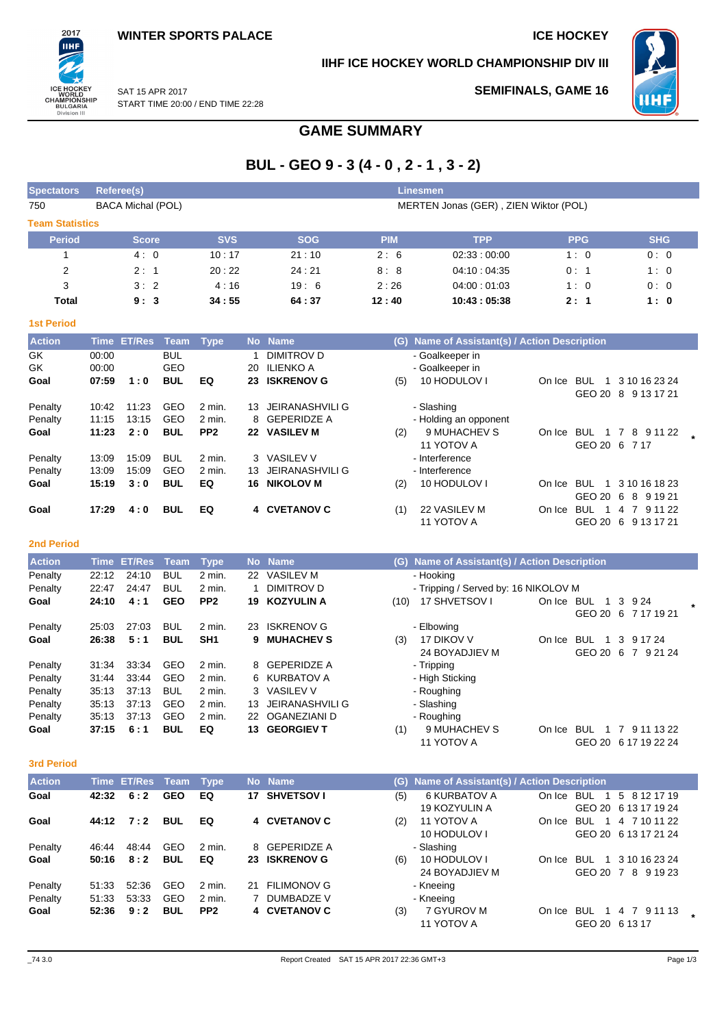WINTER SPORTS PALACE

ICE HOCKEY

IIHF ICE HOCKEY WORLD CHAMPIONSHIP DIV III

SAT 15 APR 2017
START TIME 20:00 / END TIME 22:28

SEMIFINALS, GAME 16

# GAME SUMMARY

## BUL - GEO 9 - 3 (4 - 0 , 2 - 1 , 3 - 2)

| Spectators | Referee(s) | Linesmen |
|---|---|---|
| 750 | BACA Michal (POL) | MERTEN Jonas (GER) , ZIEN Wiktor (POL) |

**Team Statistics**

| Period | Score | SVS | SOG | PIM | TPP | PPG | SHG |
|---|---|---|---|---|---|---|---|
| 1 | 4 : 0 | 10 : 17 | 21 : 10 | 2 : 6 | 02:33 : 00:00 | 1 : 0 | 0 : 0 |
| 2 | 2 : 1 | 20 : 22 | 24 : 21 | 8 : 8 | 04:10 : 04:35 | 0 : 1 | 1 : 0 |
| 3 | 3 : 2 | 4 : 16 | 19 : 6 | 2 : 26 | 04:00 : 01:03 | 1 : 0 | 0 : 0 |
| **Total** | **9 : 3** | **34 : 55** | **64 : 37** | **12 : 40** | **10:43 : 05:38** | **2 : 1** | **1 : 0** |

**1st Period**

| Action | Time | ET/Res | Team | Type | No | Name | (G) | Name of Assistant(s) / Action Description | On Ice |
|---|---|---|---|---|---|---|---|---|---|
| GK | 00:00 | | BUL | | 1 | DIMITROV D | | - Goalkeeper in | |
| GK | 00:00 | | GEO | | 20 | ILIENKO A | | - Goalkeeper in | |
| **Goal** | **07:59** | **1 : 0** | **BUL** | **EQ** | **23** | **ISKRENOV G** | (5) | 10 HODULOV I | BUL 1 3 10 16 23 24 / GEO 20 8 9 13 17 21 |
| Penalty | 10:42 | 11:23 | GEO | 2 min. | 13 | JEIRANASHVILI G | | - Slashing | |
| Penalty | 11:15 | 13:15 | GEO | 2 min. | 8 | GEPERIDZE A | | - Holding an opponent | |
| **Goal** | **11:23** | **2 : 0** | **BUL** | **PP2** | **22** | **VASILEV M** | (2) | 9 MUHACHEV S, 11 YOTOV A | BUL 1 7 8 9 11 22 / GEO 20 6 7 17 * |
| Penalty | 13:09 | 15:09 | BUL | 2 min. | 3 | VASILEV V | | - Interference | |
| Penalty | 13:09 | 15:09 | GEO | 2 min. | 13 | JEIRANASHVILI G | | - Interference | |
| **Goal** | **15:19** | **3 : 0** | **BUL** | **EQ** | **16** | **NIKOLOV M** | (2) | 10 HODULOV I | BUL 1 3 10 16 18 23 / GEO 20 6 8 9 19 21 |
| **Goal** | **17:29** | **4 : 0** | **BUL** | **EQ** | **4** | **CVETANOV C** | (1) | 22 VASILEV M, 11 YOTOV A | BUL 1 4 7 9 11 22 / GEO 20 6 9 13 17 21 |

**2nd Period**

| Action | Time | ET/Res | Team | Type | No | Name | (G) | Name of Assistant(s) / Action Description | On Ice |
|---|---|---|---|---|---|---|---|---|---|
| Penalty | 22:12 | 24:10 | BUL | 2 min. | 22 | VASILEV M | | - Hooking | |
| Penalty | 22:47 | 24:47 | BUL | 2 min. | 1 | DIMITROV D | | - Tripping / Served by: 16 NIKOLOV M | |
| **Goal** | **24:10** | **4 : 1** | **GEO** | **PP2** | **19** | **KOZYULIN A** | (10) | 17 SHVETSOV I | BUL 1 3 9 24 / GEO 20 6 7 17 19 21 * |
| Penalty | 25:03 | 27:03 | BUL | 2 min. | 23 | ISKRENOV G | | - Elbowing | |
| **Goal** | **26:38** | **5 : 1** | **BUL** | **SH1** | **9** | **MUHACHEV S** | (3) | 17 DIKOV V, 24 BOYADJIEV M | BUL 1 3 9 17 24 / GEO 20 6 7 9 21 24 |
| Penalty | 31:34 | 33:34 | GEO | 2 min. | 8 | GEPERIDZE A | | - Tripping | |
| Penalty | 31:44 | 33:44 | GEO | 2 min. | 6 | KURBATOV A | | - High Sticking | |
| Penalty | 35:13 | 37:13 | BUL | 2 min. | 3 | VASILEV V | | - Roughing | |
| Penalty | 35:13 | 37:13 | GEO | 2 min. | 13 | JEIRANASHVILI G | | - Slashing | |
| Penalty | 35:13 | 37:13 | GEO | 2 min. | 22 | OGANEZIANI D | | - Roughing | |
| **Goal** | **37:15** | **6 : 1** | **BUL** | **EQ** | **13** | **GEORGIEV T** | (1) | 9 MUHACHEV S, 11 YOTOV A | BUL 1 7 9 11 13 22 / GEO 20 6 17 19 22 24 |

**3rd Period**

| Action | Time | ET/Res | Team | Type | No | Name | (G) | Name of Assistant(s) / Action Description | On Ice |
|---|---|---|---|---|---|---|---|---|---|
| **Goal** | **42:32** | **6 : 2** | **GEO** | **EQ** | **17** | **SHVETSOV I** | (5) | 6 KURBATOV A, 19 KOZYULIN A | BUL 1 5 8 12 17 19 / GEO 20 6 13 17 19 24 |
| **Goal** | **44:12** | **7 : 2** | **BUL** | **EQ** | **4** | **CVETANOV C** | (2) | 11 YOTOV A, 10 HODULOV I | BUL 1 4 7 10 11 22 / GEO 20 6 13 17 21 24 |
| Penalty | 46:44 | 48:44 | GEO | 2 min. | 8 | GEPERIDZE A | | - Slashing | |
| **Goal** | **50:16** | **8 : 2** | **BUL** | **EQ** | **23** | **ISKRENOV G** | (6) | 10 HODULOV I, 24 BOYADJIEV M | BUL 1 3 10 16 23 24 / GEO 20 7 8 9 19 23 |
| Penalty | 51:33 | 52:36 | GEO | 2 min. | 21 | FILIMONOV G | | - Kneeing | |
| Penalty | 51:33 | 53:33 | GEO | 2 min. | 7 | DUMBADZE V | | - Kneeing | |
| **Goal** | **52:36** | **9 : 2** | **BUL** | **PP2** | **4** | **CVETANOV C** | (3) | 7 GYUROV M, 11 YOTOV A | BUL 1 4 7 9 11 13 / GEO 20 6 13 17 * |

_74 3.0 Report Created SAT 15 APR 2017 22:36 GMT+3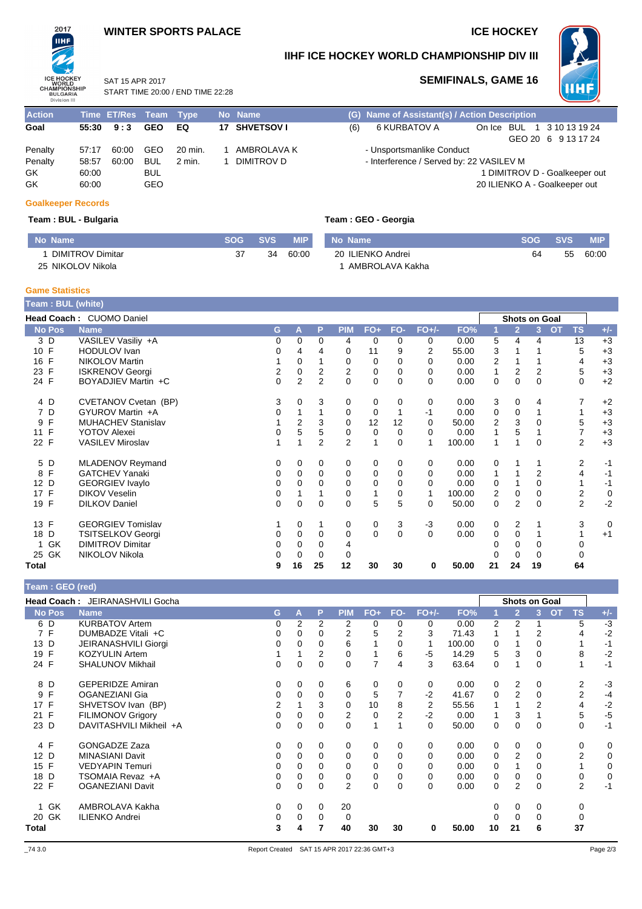WINTER SPORTS PALACE

ICE HOCKEY

# IIHF ICE HOCKEY WORLD CHAMPIONSHIP DIV III

SAT 15 APR 2017
START TIME 20:00 / END TIME 22:28

## SEMIFINALS, GAME 16

| Action | Time | ET/Res | Team | Type | No | Name | (G) | Name of Assistant(s) / Action Description |
|---|---|---|---|---|---|---|---|---|
| Goal | 55:30 | 9 : 3 | GEO | EQ | 17 | SHVETSOV I | (6) | 6 KURBATOV A — On Ice BUL 1 3 10 13 19 24 / GEO 20 6 9 13 17 24 |
| Penalty | 57:17 | 60:00 | GEO | 20 min. | 1 | AMBROLAVA K | | - Unsportsmanlike Conduct |
| Penalty | 58:57 | 60:00 | BUL | 2 min. | 1 | DIMITROV D | | - Interference / Served by: 22 VASILEV M |
| GK | 60:00 | | BUL | | | | | 1 DIMITROV D - Goalkeeper out |
| GK | 60:00 | | GEO | | | | | 20 ILIENKO A - Goalkeeper out |

### Goalkeeper Records

**Team : BUL - Bulgaria**

| No | Name | SOG | SVS | MIP |
|---|---|---|---|---|
| 1 | DIMITROV Dimitar | 37 | 34 | 60:00 |
| 25 | NIKOLOV Nikola | | | |

**Team : GEO - Georgia**

| No | Name | SOG | SVS | MIP |
|---|---|---|---|---|
| 20 | ILIENKO Andrei | 64 | 55 | 60:00 |
| 1 | AMBROLAVA Kakha | | | |

### Game Statistics

**Team : BUL (white)**

**Head Coach :** CUOMO Daniel

| No | Pos | Name | G | A | P | PIM | FO+ | FO- | FO+/- | FO% | SOG 1 | SOG 2 | SOG 3 | SOG OT | TS | +/- |
|---|---|---|---|---|---|---|---|---|---|---|---|---|---|---|---|---|
| 3 | D | VASILEV Vasiliy +A | 0 | 0 | 0 | 4 | 0 | 0 | 0 | 0.00 | 5 | 4 | 4 | | 13 | +3 |
| 10 | F | HODULOV Ivan | 0 | 4 | 4 | 0 | 11 | 9 | 2 | 55.00 | 3 | 1 | 1 | | 5 | +3 |
| 16 | F | NIKOLOV Martin | 1 | 0 | 1 | 0 | 0 | 0 | 0 | 0.00 | 2 | 1 | 1 | | 4 | +3 |
| 23 | F | ISKRENOV Georgi | 2 | 0 | 2 | 2 | 0 | 0 | 0 | 0.00 | 1 | 2 | 2 | | 5 | +3 |
| 24 | F | BOYADJIEV Martin +C | 0 | 2 | 2 | 0 | 0 | 0 | 0 | 0.00 | 0 | 0 | 0 | | 0 | +2 |
| 4 | D | CVETANOV Cvetan (BP) | 3 | 0 | 3 | 0 | 0 | 0 | 0 | 0.00 | 3 | 0 | 4 | | 7 | +2 |
| 7 | D | GYUROV Martin +A | 0 | 1 | 1 | 0 | 0 | 1 | -1 | 0.00 | 0 | 0 | 1 | | 1 | +3 |
| 9 | F | MUHACHEV Stanislav | 1 | 2 | 3 | 0 | 12 | 12 | 0 | 50.00 | 2 | 3 | 0 | | 5 | +3 |
| 11 | F | YOTOV Alexei | 0 | 5 | 5 | 0 | 0 | 0 | 0 | 0.00 | 1 | 5 | 1 | | 7 | +3 |
| 22 | F | VASILEV Miroslav | 1 | 1 | 2 | 2 | 1 | 0 | 1 | 100.00 | 1 | 1 | 0 | | 2 | +3 |
| 5 | D | MLADENOV Reymand | 0 | 0 | 0 | 0 | 0 | 0 | 0 | 0.00 | 0 | 1 | 1 | | 2 | -1 |
| 8 | F | GATCHEV Yanaki | 0 | 0 | 0 | 0 | 0 | 0 | 0 | 0.00 | 1 | 1 | 2 | | 4 | -1 |
| 12 | D | GEORGIEV Ivaylo | 0 | 0 | 0 | 0 | 0 | 0 | 0 | 0.00 | 0 | 1 | 0 | | 1 | -1 |
| 17 | F | DIKOV Veselin | 0 | 1 | 1 | 0 | 1 | 0 | 1 | 100.00 | 2 | 0 | 0 | | 2 | 0 |
| 19 | F | DILKOV Daniel | 0 | 0 | 0 | 0 | 5 | 5 | 0 | 50.00 | 0 | 2 | 0 | | 2 | -2 |
| 13 | F | GEORGIEV Tomislav | 1 | 0 | 1 | 0 | 0 | 3 | -3 | 0.00 | 0 | 2 | 1 | | 3 | 0 |
| 18 | D | TSITSELKOV Georgi | 0 | 0 | 0 | 0 | 0 | 0 | 0 | 0.00 | 0 | 0 | 1 | | 1 | +1 |
| 1 | GK | DIMITROV Dimitar | 0 | 0 | 0 | 4 | | | | | 0 | 0 | 0 | | 0 | |
| 25 | GK | NIKOLOV Nikola | 0 | 0 | 0 | 0 | | | | | 0 | 0 | 0 | | 0 | |
| **Total** | | | **9** | **16** | **25** | **12** | **30** | **30** | **0** | **50.00** | **21** | **24** | **19** | | **64** | |

**Team : GEO (red)**

**Head Coach :** JEIRANASHVILI Gocha

| No | Pos | Name | G | A | P | PIM | FO+ | FO- | FO+/- | FO% | SOG 1 | SOG 2 | SOG 3 | SOG OT | TS | +/- |
|---|---|---|---|---|---|---|---|---|---|---|---|---|---|---|---|---|
| 6 | D | KURBATOV Artem | 0 | 2 | 2 | 2 | 0 | 0 | 0 | 0.00 | 2 | 2 | 1 | | 5 | -3 |
| 7 | F | DUMBADZE Vitali +C | 0 | 0 | 0 | 2 | 5 | 2 | 3 | 71.43 | 1 | 1 | 2 | | 4 | -2 |
| 13 | D | JEIRANASHVILI Giorgi | 0 | 0 | 0 | 6 | 1 | 0 | 1 | 100.00 | 0 | 1 | 0 | | 1 | -1 |
| 19 | F | KOZYULIN Artem | 1 | 1 | 2 | 0 | 1 | 6 | -5 | 14.29 | 5 | 3 | 0 | | 8 | -2 |
| 24 | F | SHALUNOV Mikhail | 0 | 0 | 0 | 0 | 7 | 4 | 3 | 63.64 | 0 | 1 | 0 | | 1 | -1 |
| 8 | D | GEPERIDZE Amiran | 0 | 0 | 0 | 6 | 0 | 0 | 0 | 0.00 | 0 | 2 | 0 | | 2 | -3 |
| 9 | F | OGANEZIANI Gia | 0 | 0 | 0 | 0 | 5 | 7 | -2 | 41.67 | 0 | 2 | 0 | | 2 | -4 |
| 17 | F | SHVETSOV Ivan (BP) | 2 | 1 | 3 | 0 | 10 | 8 | 2 | 55.56 | 1 | 1 | 2 | | 4 | -2 |
| 21 | F | FILIMONOV Grigory | 0 | 0 | 0 | 2 | 0 | 2 | -2 | 0.00 | 1 | 3 | 1 | | 5 | -5 |
| 23 | D | DAVITASHVILI Mikheil +A | 0 | 0 | 0 | 0 | 1 | 1 | 0 | 50.00 | 0 | 0 | 0 | | 0 | -1 |
| 4 | F | GONGADZE Zaza | 0 | 0 | 0 | 0 | 0 | 0 | 0 | 0.00 | 0 | 0 | 0 | | 0 | 0 |
| 12 | D | MINASIANI Davit | 0 | 0 | 0 | 0 | 0 | 0 | 0 | 0.00 | 0 | 2 | 0 | | 2 | 0 |
| 15 | F | VEDYAPIN Temuri | 0 | 0 | 0 | 0 | 0 | 0 | 0 | 0.00 | 0 | 1 | 0 | | 1 | 0 |
| 18 | D | TSOMAIA Revaz +A | 0 | 0 | 0 | 0 | 0 | 0 | 0 | 0.00 | 0 | 0 | 0 | | 0 | 0 |
| 22 | F | OGANEZIANI Davit | 0 | 0 | 0 | 2 | 0 | 0 | 0 | 0.00 | 0 | 2 | 0 | | 2 | -1 |
| 1 | GK | AMBROLAVA Kakha | 0 | 0 | 0 | 20 | | | | | 0 | 0 | 0 | | 0 | |
| 20 | GK | ILIENKO Andrei | 0 | 0 | 0 | 0 | | | | | 0 | 0 | 0 | | 0 | |
| **Total** | | | **3** | **4** | **7** | **40** | **30** | **30** | **0** | **50.00** | **10** | **21** | **6** | | **37** | |

_74 3.0 Report Created SAT 15 APR 2017 22:36 GMT+3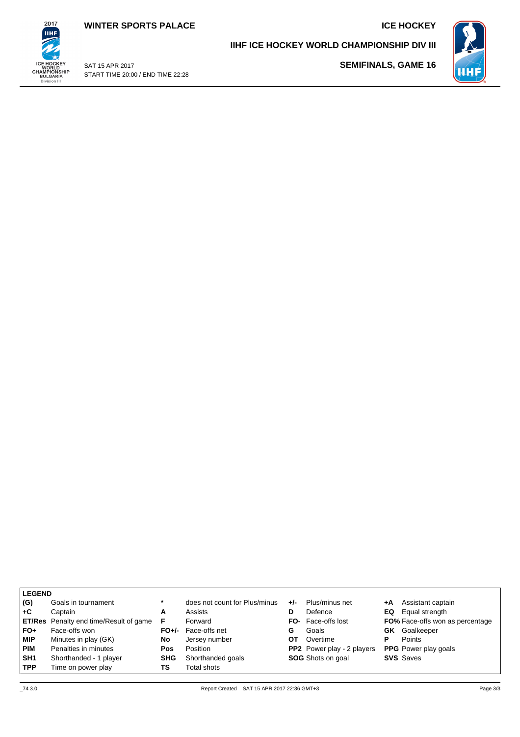WINTER SPORTS PALACE

ICE HOCKEY

IIHF ICE HOCKEY WORLD CHAMPIONSHIP DIV III

SAT 15 APR 2017
START TIME 20:00 / END TIME 22:28

SEMIFINALS, GAME 16

| LEGEND | | | | | | | |
|---|---|---|---|---|---|---|---|
| (G) | Goals in tournament | * | does not count for Plus/minus | +/- | Plus/minus net | +A | Assistant captain |
| +C | Captain | A | Assists | D | Defence | EQ | Equal strength |
| ET/Res | Penalty end time/Result of game | F | Forward | FO- | Face-offs lost | FO% | Face-offs won as percentage |
| FO+ | Face-offs won | FO+/- | Face-offs net | G | Goals | GK | Goalkeeper |
| MIP | Minutes in play (GK) | No | Jersey number | OT | Overtime | P | Points |
| PIM | Penalties in minutes | Pos | Position | PP2 | Power play - 2 players | PPG | Power play goals |
| SH1 | Shorthanded - 1 player | SHG | Shorthanded goals | SOG | Shots on goal | SVS | Saves |
| TPP | Time on power play | TS | Total shots | | | | |

_74 3.0

Report Created SAT 15 APR 2017 22:36 GMT+3